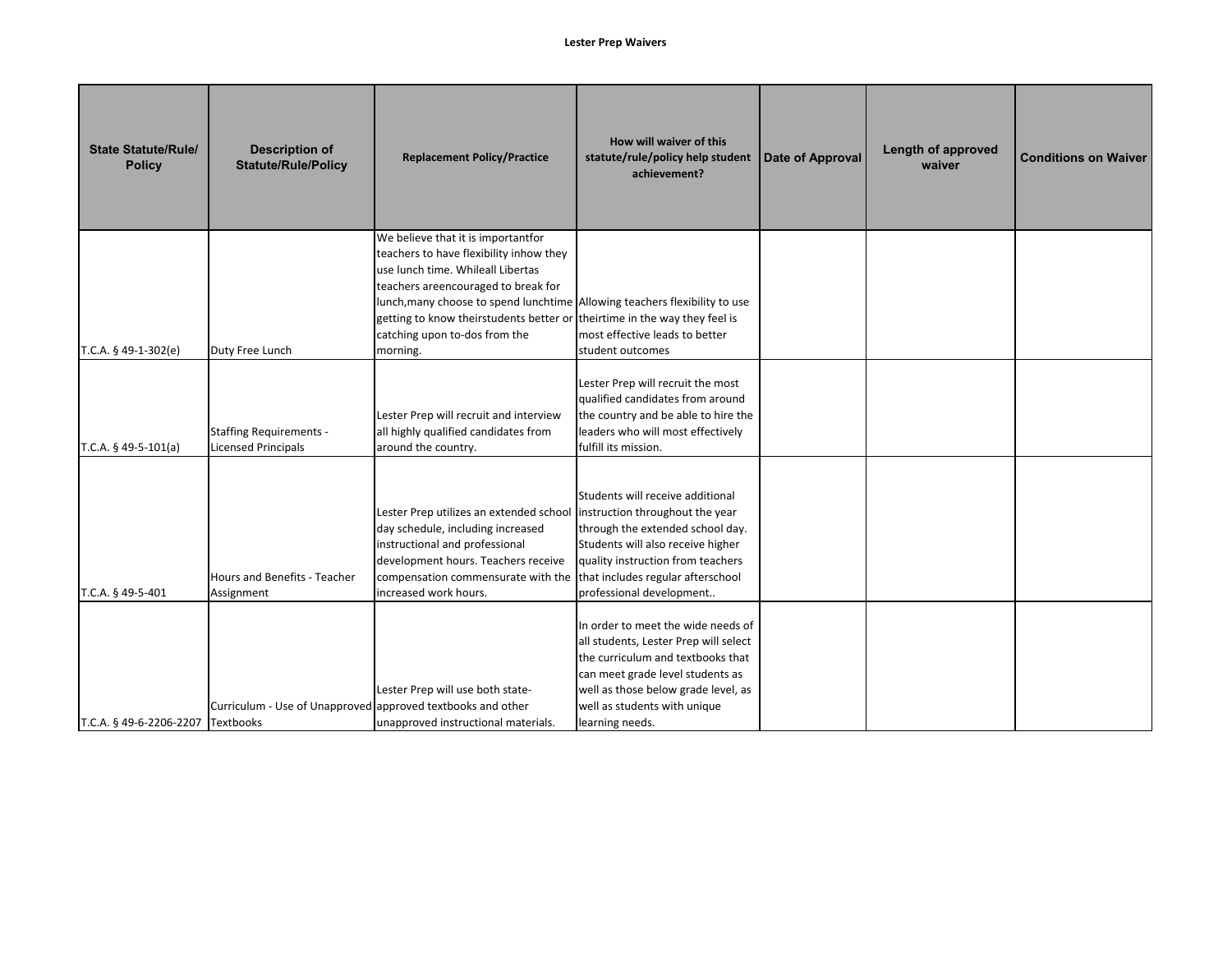# Lester Prep Waivers

| State Statute/Rule/ Policy | Description of Statute/Rule/Policy | Replacement Policy/Practice | How will waiver of this statute/rule/policy help student achievement? | Date of Approval | Length of approved waiver | Conditions on Waiver |
|---|---|---|---|---|---|---|
| T.C.A. § 49-1-302(e) | Duty Free Lunch | We believe that it is importantfor teachers to have flexibility inhow they use lunch time. Whileall Libertas teachers areencouraged to break for lunch,many choose to spend lunchtime getting to know theirstudents better or catching upon to-dos from the morning. | Allowing teachers flexibility to use theirtime in the way they feel is most effective leads to better student outcomes | | | |
| T.C.A. § 49-5-101(a) | Staffing Requirements - Licensed Principals | Lester Prep will recruit and interview all highly qualified candidates from around the country. | Lester Prep will recruit the most qualified candidates from around the country and be able to hire the leaders who will most effectively fulfill its mission. | | | |
| T.C.A. § 49-5-401 | Hours and Benefits - Teacher Assignment | Lester Prep utilizes an extended school day schedule, including increased instructional and professional development hours. Teachers receive compensation commensurate with the increased work hours. | Students will receive additional instruction throughout the year through the extended school day. Students will also receive higher quality instruction from teachers that includes regular afterschool professional development.. | | | |
| T.C.A. § 49-6-2206-2207 | Curriculum - Use of Unapproved Textbooks | Lester Prep will use both state-approved textbooks and other unapproved instructional materials. | In order to meet the wide needs of all students, Lester Prep will select the curriculum and textbooks that can meet grade level students as well as those below grade level, as well as students with unique learning needs. | | | |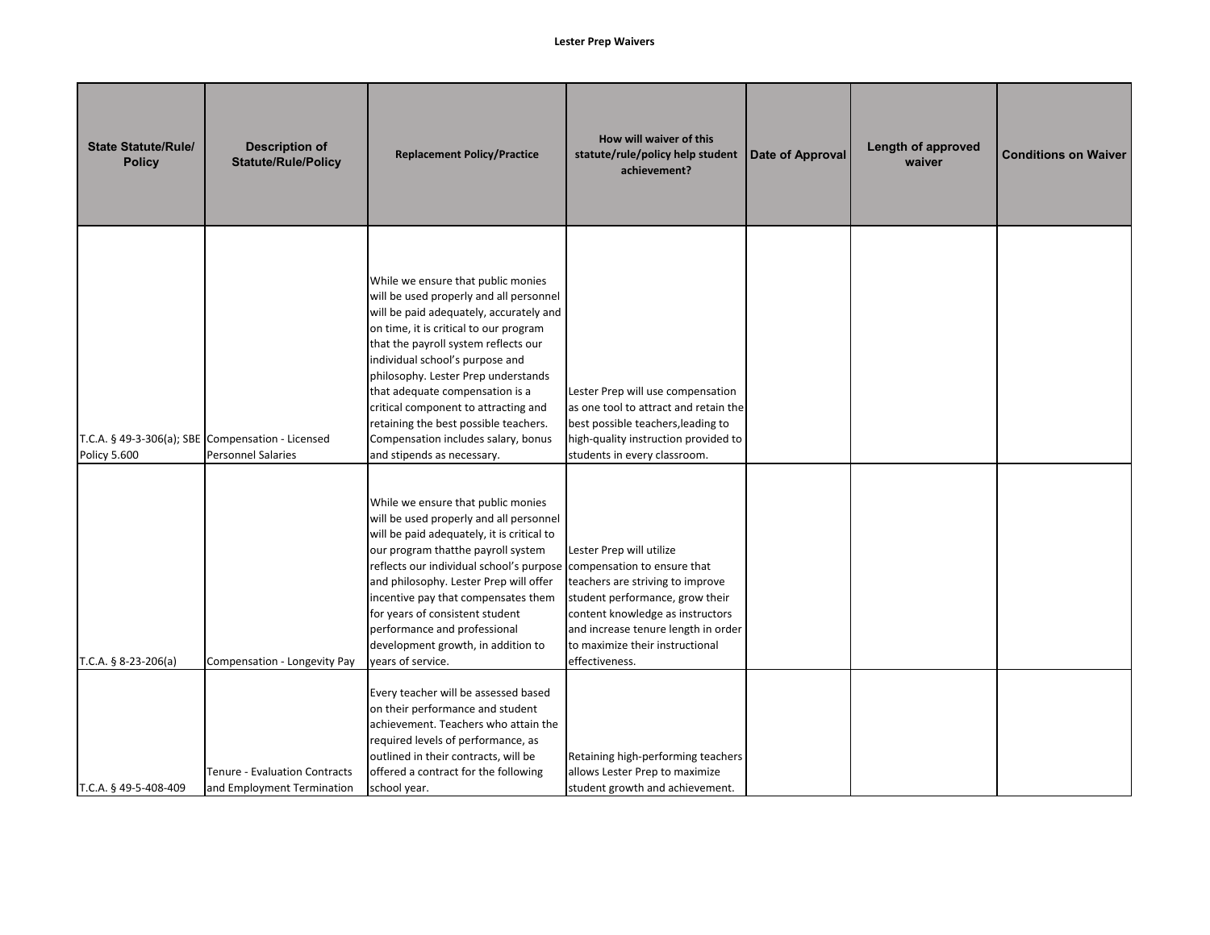**Lester Prep Waivers**

| State Statute/Rule/ Policy | Description of Statute/Rule/Policy | Replacement Policy/Practice | How will waiver of this statute/rule/policy help student achievement? | Date of Approval | Length of approved waiver | Conditions on Waiver |
|---|---|---|---|---|---|---|
| T.C.A. § 49-3-306(a); SBE Policy 5.600 | Compensation - Licensed Personnel Salaries | While we ensure that public monies will be used properly and all personnel will be paid adequately, accurately and on time, it is critical to our program that the payroll system reflects our individual school's purpose and philosophy. Lester Prep understands that adequate compensation is a critical component to attracting and retaining the best possible teachers. Compensation includes salary, bonus and stipends as necessary. | Lester Prep will use compensation as one tool to attract and retain the best possible teachers,leading to high-quality instruction provided to students in every classroom. | | | |
| T.C.A. § 8-23-206(a) | Compensation - Longevity Pay | While we ensure that public monies will be used properly and all personnel will be paid adequately, it is critical to our program thatthe payroll system reflects our individual school's purpose and philosophy. Lester Prep will offer incentive pay that compensates them for years of consistent student performance and professional development growth, in addition to years of service. | Lester Prep will utilize compensation to ensure that teachers are striving to improve student performance, grow their content knowledge as instructors and increase tenure length in order to maximize their instructional effectiveness. | | | |
| T.C.A. § 49-5-408-409 | Tenure - Evaluation Contracts and Employment Termination | Every teacher will be assessed based on their performance and student achievement. Teachers who attain the required levels of performance, as outlined in their contracts, will be offered a contract for the following school year. | Retaining high-performing teachers allows Lester Prep to maximize student growth and achievement. | | | |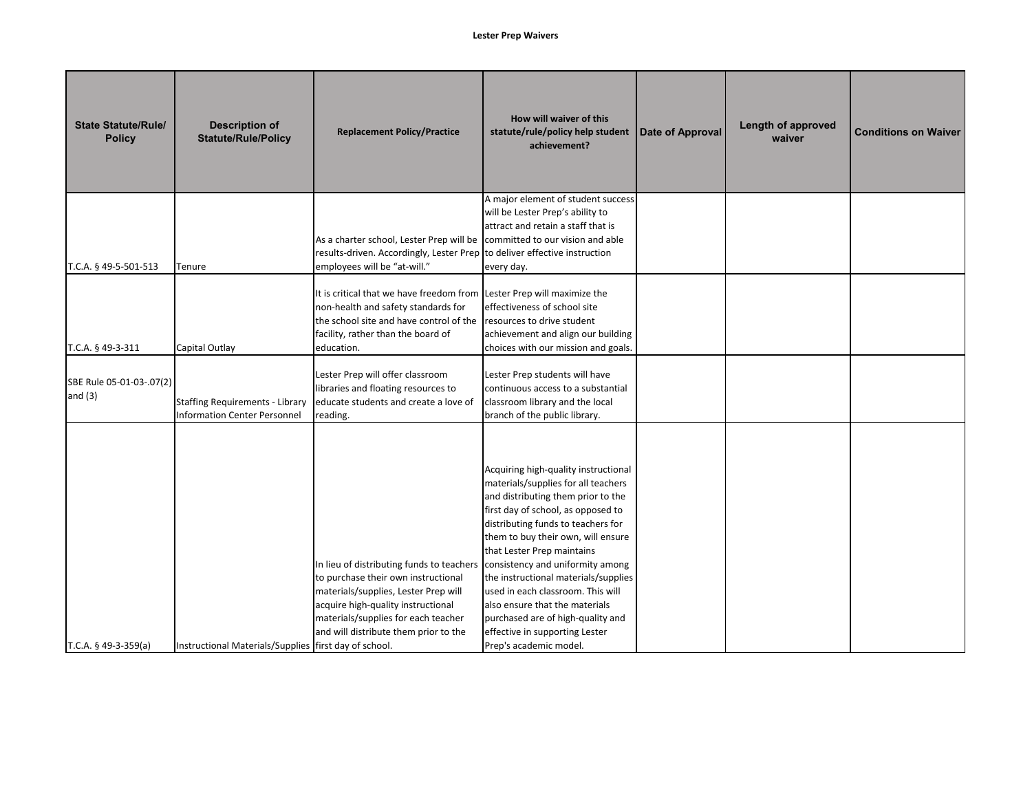**Lester Prep Waivers**

| State Statute/Rule/ Policy | Description of Statute/Rule/Policy | Replacement Policy/Practice | How will waiver of this statute/rule/policy help student achievement? | Date of Approval | Length of approved waiver | Conditions on Waiver |
|---|---|---|---|---|---|---|
| T.C.A. § 49-5-501-513 | Tenure | As a charter school, Lester Prep will be results-driven. Accordingly, Lester Prep employees will be "at-will." | A major element of student success will be Lester Prep's ability to attract and retain a staff that is committed to our vision and able to deliver effective instruction every day. | | | |
| T.C.A. § 49-3-311 | Capital Outlay | It is critical that we have freedom from non-health and safety standards for the school site and have control of the facility, rather than the board of education. | Lester Prep will maximize the effectiveness of school site resources to drive student achievement and align our building choices with our mission and goals. | | | |
| SBE Rule 05-01-03-.07(2) and (3) | Staffing Requirements - Library Information Center Personnel | Lester Prep will offer classroom libraries and floating resources to educate students and create a love of reading. | Lester Prep students will have continuous access to a substantial classroom library and the local branch of the public library. | | | |
| T.C.A. § 49-3-359(a) | Instructional Materials/Supplies | In lieu of distributing funds to teachers to purchase their own instructional materials/supplies, Lester Prep will acquire high-quality instructional materials/supplies for each teacher and will distribute them prior to the first day of school. | Acquiring high-quality instructional materials/supplies for all teachers and distributing them prior to the first day of school, as opposed to distributing funds to teachers for them to buy their own, will ensure that Lester Prep maintains consistency and uniformity among the instructional materials/supplies used in each classroom. This will also ensure that the materials purchased are of high-quality and effective in supporting Lester Prep's academic model. | | | |